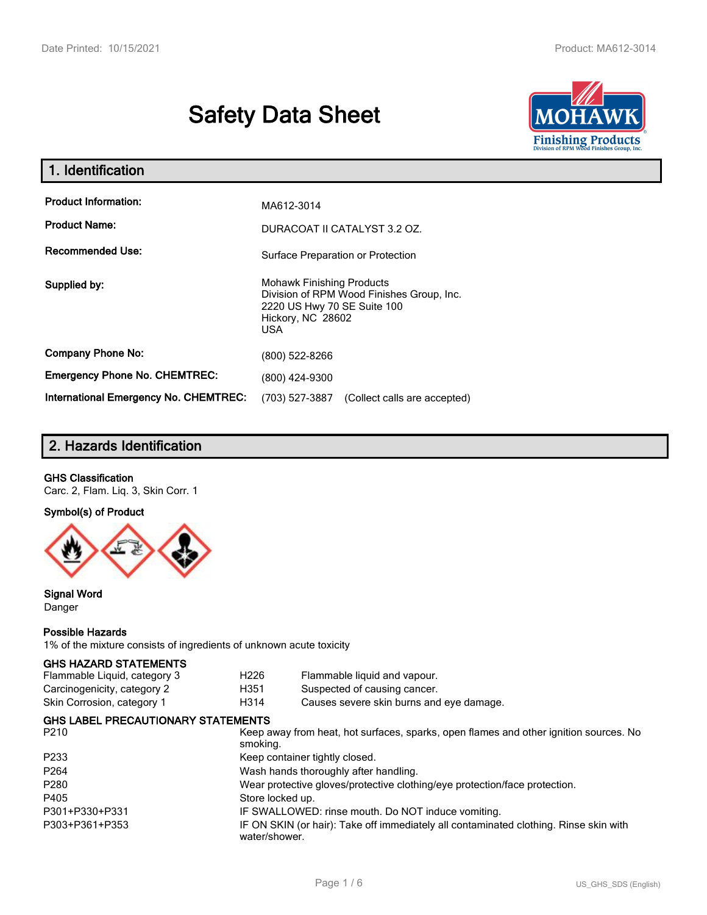# Safety Data Sheet

## 1. Identification

| | |
|---|---|
| **Product Information:** | MA612-3014 |
| **Product Name:** | DURACOAT II CATALYST 3.2 OZ. |
| **Recommended Use:** | Surface Preparation or Protection |
| **Supplied by:** | Mohawk Finishing Products<br>Division of RPM Wood Finishes Group, Inc.<br>2220 US Hwy 70 SE Suite 100<br>Hickory, NC 28602<br>USA |
| **Company Phone No:** | (800) 522-8266 |
| **Emergency Phone No. CHEMTREC:** | (800) 424-9300 |
| **International Emergency No. CHEMTREC:** | (703) 527-3887 (Collect calls are accepted) |

## 2. Hazards Identification

**GHS Classification**

Carc. 2, Flam. Liq. 3, Skin Corr. 1

**Symbol(s) of Product**

**Signal Word**

Danger

**Possible Hazards**

1% of the mixture consists of ingredients of unknown acute toxicity

**GHS HAZARD STATEMENTS**

| | | |
|---|---|---|
| Flammable Liquid, category 3 | H226 | Flammable liquid and vapour. |
| Carcinogenicity, category 2 | H351 | Suspected of causing cancer. |
| Skin Corrosion, category 1 | H314 | Causes severe skin burns and eye damage. |

**GHS LABEL PRECAUTIONARY STATEMENTS**

| | |
|---|---|
| P210 | Keep away from heat, hot surfaces, sparks, open flames and other ignition sources. No smoking. |
| P233 | Keep container tightly closed. |
| P264 | Wash hands thoroughly after handling. |
| P280 | Wear protective gloves/protective clothing/eye protection/face protection. |
| P405 | Store locked up. |
| P301+P330+P331 | IF SWALLOWED: rinse mouth. Do NOT induce vomiting. |
| P303+P361+P353 | IF ON SKIN (or hair): Take off immediately all contaminated clothing. Rinse skin with water/shower. |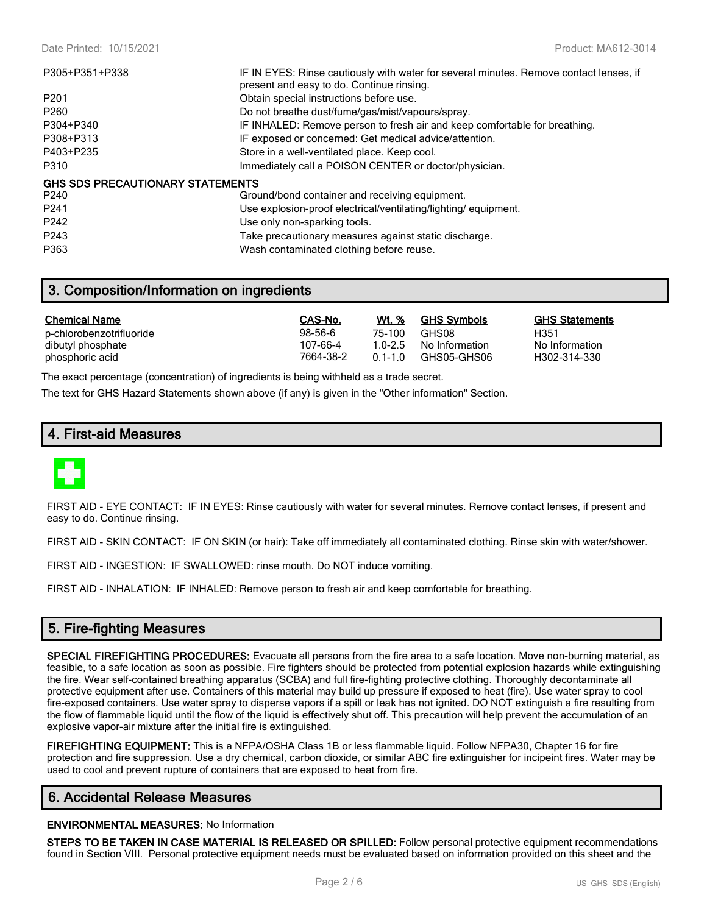| | |
|---|---|
| P305+P351+P338 | IF IN EYES: Rinse cautiously with water for several minutes. Remove contact lenses, if present and easy to do. Continue rinsing. |
| P201 | Obtain special instructions before use. |
| P260 | Do not breathe dust/fume/gas/mist/vapours/spray. |
| P304+P340 | IF INHALED: Remove person to fresh air and keep comfortable for breathing. |
| P308+P313 | IF exposed or concerned: Get medical advice/attention. |
| P403+P235 | Store in a well-ventilated place. Keep cool. |
| P310 | Immediately call a POISON CENTER or doctor/physician. |

**GHS SDS PRECAUTIONARY STATEMENTS**

| | |
|---|---|
| P240 | Ground/bond container and receiving equipment. |
| P241 | Use explosion-proof electrical/ventilating/lighting/ equipment. |
| P242 | Use only non-sparking tools. |
| P243 | Take precautionary measures against static discharge. |
| P363 | Wash contaminated clothing before reuse. |

## 3. Composition/Information on ingredients

| Chemical Name | CAS-No. | Wt. % | GHS Symbols | GHS Statements |
|---|---|---|---|---|
| p-chlorobenzotrifluoride | 98-56-6 | 75-100 | GHS08 | H351 |
| dibutyl phosphate | 107-66-4 | 1.0-2.5 | No Information | No Information |
| phosphoric acid | 7664-38-2 | 0.1-1.0 | GHS05-GHS06 | H302-314-330 |

The exact percentage (concentration) of ingredients is being withheld as a trade secret.

The text for GHS Hazard Statements shown above (if any) is given in the "Other information" Section.

## 4. First-aid Measures

FIRST AID - EYE CONTACT: IF IN EYES: Rinse cautiously with water for several minutes. Remove contact lenses, if present and easy to do. Continue rinsing.

FIRST AID - SKIN CONTACT: IF ON SKIN (or hair): Take off immediately all contaminated clothing. Rinse skin with water/shower.

FIRST AID - INGESTION: IF SWALLOWED: rinse mouth. Do NOT induce vomiting.

FIRST AID - INHALATION: IF INHALED: Remove person to fresh air and keep comfortable for breathing.

## 5. Fire-fighting Measures

**SPECIAL FIREFIGHTING PROCEDURES:** Evacuate all persons from the fire area to a safe location. Move non-burning material, as feasible, to a safe location as soon as possible. Fire fighters should be protected from potential explosion hazards while extinguishing the fire. Wear self-contained breathing apparatus (SCBA) and full fire-fighting protective clothing. Thoroughly decontaminate all protective equipment after use. Containers of this material may build up pressure if exposed to heat (fire). Use water spray to cool fire-exposed containers. Use water spray to disperse vapors if a spill or leak has not ignited. DO NOT extinguish a fire resulting from the flow of flammable liquid until the flow of the liquid is effectively shut off. This precaution will help prevent the accumulation of an explosive vapor-air mixture after the initial fire is extinguished.

**FIREFIGHTING EQUIPMENT:** This is a NFPA/OSHA Class 1B or less flammable liquid. Follow NFPA30, Chapter 16 for fire protection and fire suppression. Use a dry chemical, carbon dioxide, or similar ABC fire extinguisher for incipeint fires. Water may be used to cool and prevent rupture of containers that are exposed to heat from fire.

## 6. Accidental Release Measures

**ENVIRONMENTAL MEASURES:** No Information

**STEPS TO BE TAKEN IN CASE MATERIAL IS RELEASED OR SPILLED:** Follow personal protective equipment recommendations found in Section VIII. Personal protective equipment needs must be evaluated based on information provided on this sheet and the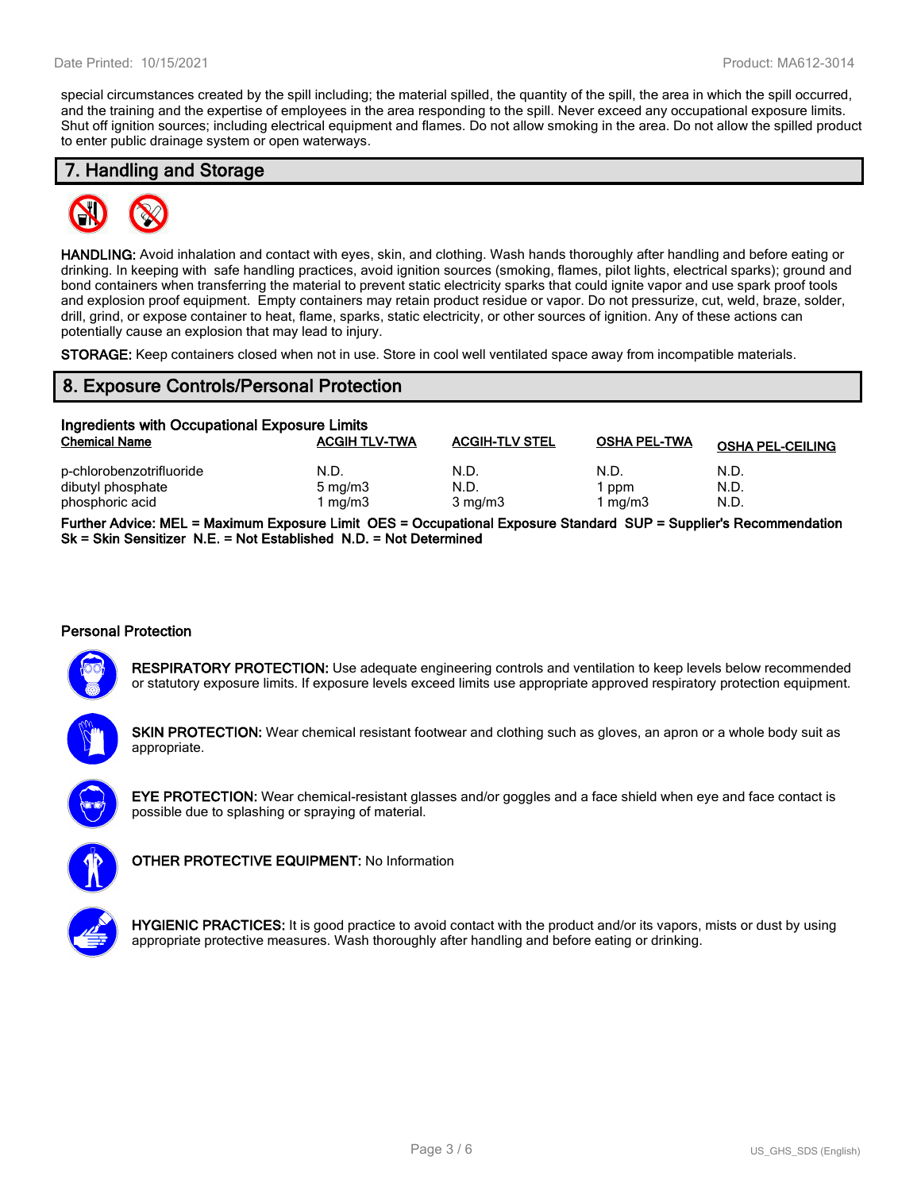special circumstances created by the spill including; the material spilled, the quantity of the spill, the area in which the spill occurred, and the training and the expertise of employees in the area responding to the spill. Never exceed any occupational exposure limits. Shut off ignition sources; including electrical equipment and flames. Do not allow smoking in the area. Do not allow the spilled product to enter public drainage system or open waterways.

## 7. Handling and Storage

**HANDLING:** Avoid inhalation and contact with eyes, skin, and clothing. Wash hands thoroughly after handling and before eating or drinking. In keeping with safe handling practices, avoid ignition sources (smoking, flames, pilot lights, electrical sparks); ground and bond containers when transferring the material to prevent static electricity sparks that could ignite vapor and use spark proof tools and explosion proof equipment. Empty containers may retain product residue or vapor. Do not pressurize, cut, weld, braze, solder, drill, grind, or expose container to heat, flame, sparks, static electricity, or other sources of ignition. Any of these actions can potentially cause an explosion that may lead to injury.

**STORAGE:** Keep containers closed when not in use. Store in cool well ventilated space away from incompatible materials.

## 8. Exposure Controls/Personal Protection

**Ingredients with Occupational Exposure Limits**

| Chemical Name | ACGIH TLV-TWA | ACGIH-TLV STEL | OSHA PEL-TWA | OSHA PEL-CEILING |
|---|---|---|---|---|
| p-chlorobenzotrifluoride | N.D. | N.D. | N.D. | N.D. |
| dibutyl phosphate | 5 mg/m3 | N.D. | 1 ppm | N.D. |
| phosphoric acid | 1 mg/m3 | 3 mg/m3 | 1 mg/m3 | N.D. |

**Further Advice: MEL = Maximum Exposure Limit OES = Occupational Exposure Standard SUP = Supplier's Recommendation Sk = Skin Sensitizer N.E. = Not Established N.D. = Not Determined**

### Personal Protection

**RESPIRATORY PROTECTION:** Use adequate engineering controls and ventilation to keep levels below recommended or statutory exposure limits. If exposure levels exceed limits use appropriate approved respiratory protection equipment.

**SKIN PROTECTION:** Wear chemical resistant footwear and clothing such as gloves, an apron or a whole body suit as appropriate.

**EYE PROTECTION:** Wear chemical-resistant glasses and/or goggles and a face shield when eye and face contact is possible due to splashing or spraying of material.

**OTHER PROTECTIVE EQUIPMENT:** No Information

**HYGIENIC PRACTICES:** It is good practice to avoid contact with the product and/or its vapors, mists or dust by using appropriate protective measures. Wash thoroughly after handling and before eating or drinking.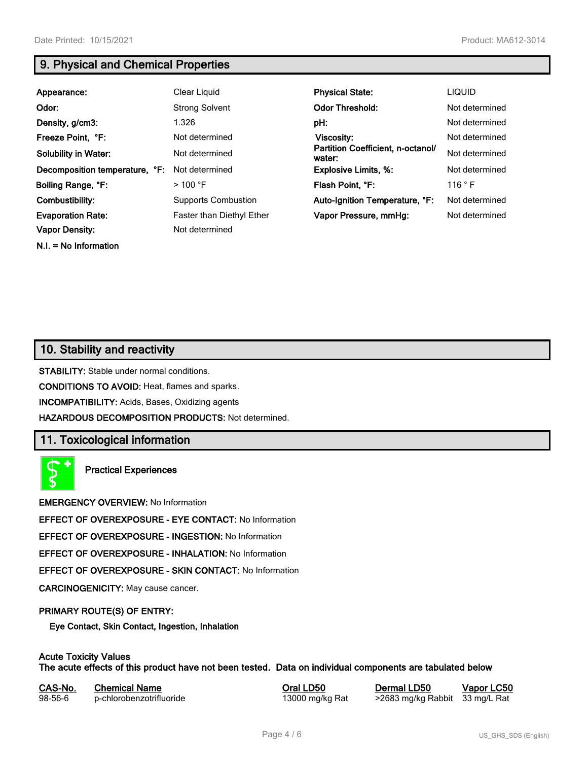## 9. Physical and Chemical Properties

| | | | |
|---|---|---|---|
| **Appearance:** | Clear Liquid | **Physical State:** | LIQUID |
| **Odor:** | Strong Solvent | **Odor Threshold:** | Not determined |
| **Density, g/cm3:** | 1.326 | **pH:** | Not determined |
| **Freeze Point, °F:** | Not determined | **Viscosity:** | Not determined |
| **Solubility in Water:** | Not determined | **Partition Coefficient, n-octanol/ water:** | Not determined |
| **Decomposition temperature, °F:** | Not determined | **Explosive Limits, %:** | Not determined |
| **Boiling Range, °F:** | > 100 °F | **Flash Point, °F:** | 116 ° F |
| **Combustibility:** | Supports Combustion | **Auto-Ignition Temperature, °F:** | Not determined |
| **Evaporation Rate:** | Faster than Diethyl Ether | **Vapor Pressure, mmHg:** | Not determined |
| **Vapor Density:** | Not determined | | |

**N.I. = No Information**

## 10. Stability and reactivity

**STABILITY:** Stable under normal conditions.

**CONDITIONS TO AVOID:** Heat, flames and sparks.

**INCOMPATIBILITY:** Acids, Bases, Oxidizing agents

**HAZARDOUS DECOMPOSITION PRODUCTS:** Not determined.

## 11. Toxicological information

**Practical Experiences**

**EMERGENCY OVERVIEW:** No Information

**EFFECT OF OVEREXPOSURE - EYE CONTACT:** No Information

**EFFECT OF OVEREXPOSURE - INGESTION:** No Information

**EFFECT OF OVEREXPOSURE - INHALATION:** No Information

**EFFECT OF OVEREXPOSURE - SKIN CONTACT:** No Information

**CARCINOGENICITY:** May cause cancer.

**PRIMARY ROUTE(S) OF ENTRY:**

**Eye Contact, Skin Contact, Ingestion, Inhalation**

**Acute Toxicity Values**
**The acute effects of this product have not been tested. Data on individual components are tabulated below**

| CAS-No. | Chemical Name | Oral LD50 | Dermal LD50 | Vapor LC50 |
|---|---|---|---|---|
| 98-56-6 | p-chlorobenzotrifluoride | 13000 mg/kg Rat | >2683 mg/kg Rabbit | 33 mg/L Rat |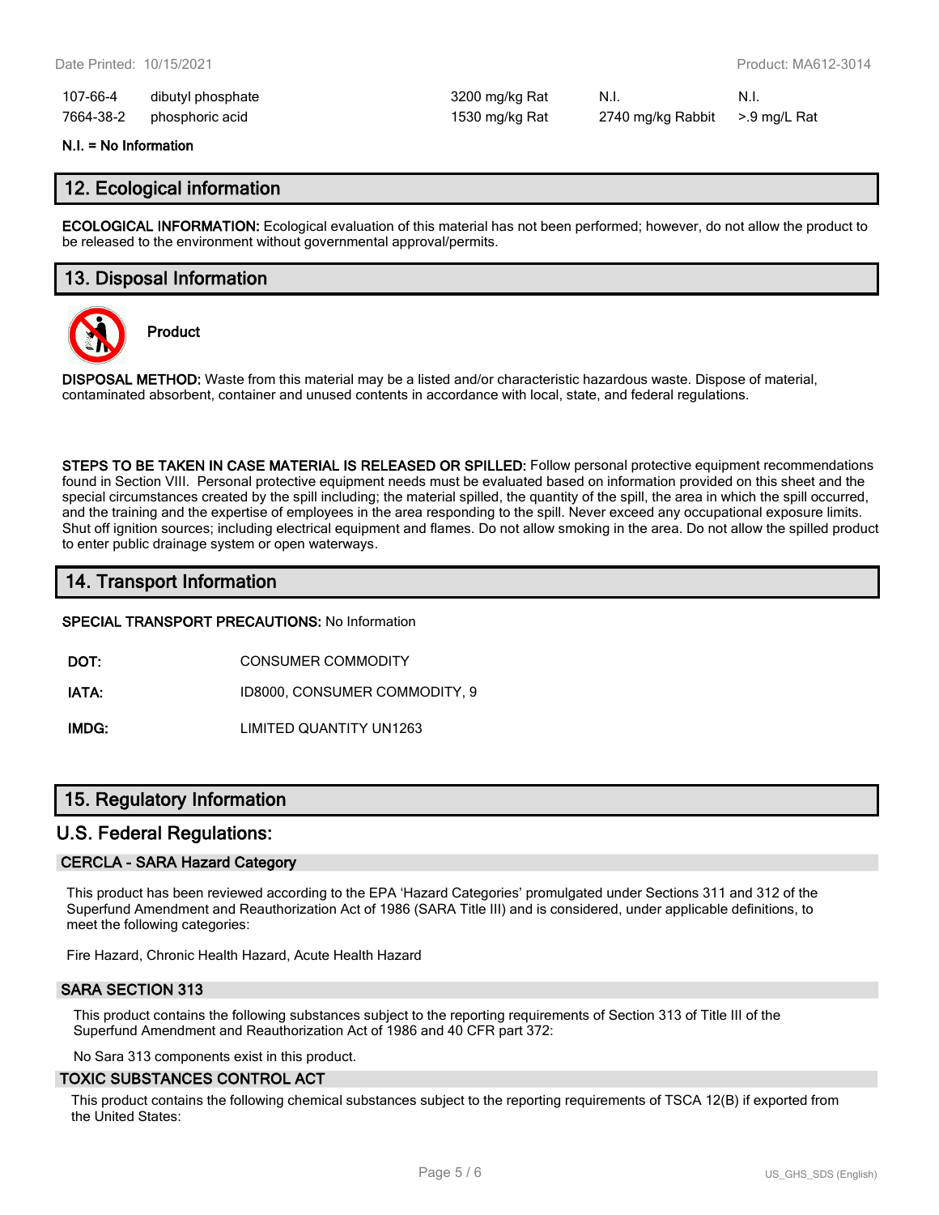| | | | | |
|---|---|---|---|---|
| 107-66-4 | dibutyl phosphate | 3200 mg/kg Rat | N.I. | N.I. |
| 7664-38-2 | phosphoric acid | 1530 mg/kg Rat | 2740 mg/kg Rabbit | >.9 mg/L Rat |

**N.I. = No Information**

## 12. Ecological information

**ECOLOGICAL INFORMATION:** Ecological evaluation of this material has not been performed; however, do not allow the product to be released to the environment without governmental approval/permits.

## 13. Disposal Information

**Product**

**DISPOSAL METHOD:** Waste from this material may be a listed and/or characteristic hazardous waste. Dispose of material, contaminated absorbent, container and unused contents in accordance with local, state, and federal regulations.

**STEPS TO BE TAKEN IN CASE MATERIAL IS RELEASED OR SPILLED:** Follow personal protective equipment recommendations found in Section VIII. Personal protective equipment needs must be evaluated based on information provided on this sheet and the special circumstances created by the spill including; the material spilled, the quantity of the spill, the area in which the spill occurred, and the training and the expertise of employees in the area responding to the spill. Never exceed any occupational exposure limits. Shut off ignition sources; including electrical equipment and flames. Do not allow smoking in the area. Do not allow the spilled product to enter public drainage system or open waterways.

## 14. Transport Information

**SPECIAL TRANSPORT PRECAUTIONS:** No Information

| | |
|---|---|
| **DOT:** | CONSUMER COMMODITY |
| **IATA:** | ID8000, CONSUMER COMMODITY, 9 |
| **IMDG:** | LIMITED QUANTITY UN1263 |

## 15. Regulatory Information

## U.S. Federal Regulations:

### CERCLA - SARA Hazard Category

This product has been reviewed according to the EPA 'Hazard Categories' promulgated under Sections 311 and 312 of the Superfund Amendment and Reauthorization Act of 1986 (SARA Title III) and is considered, under applicable definitions, to meet the following categories:

Fire Hazard, Chronic Health Hazard, Acute Health Hazard

### SARA SECTION 313

This product contains the following substances subject to the reporting requirements of Section 313 of Title III of the Superfund Amendment and Reauthorization Act of 1986 and 40 CFR part 372:

No Sara 313 components exist in this product.

### TOXIC SUBSTANCES CONTROL ACT

This product contains the following chemical substances subject to the reporting requirements of TSCA 12(B) if exported from the United States: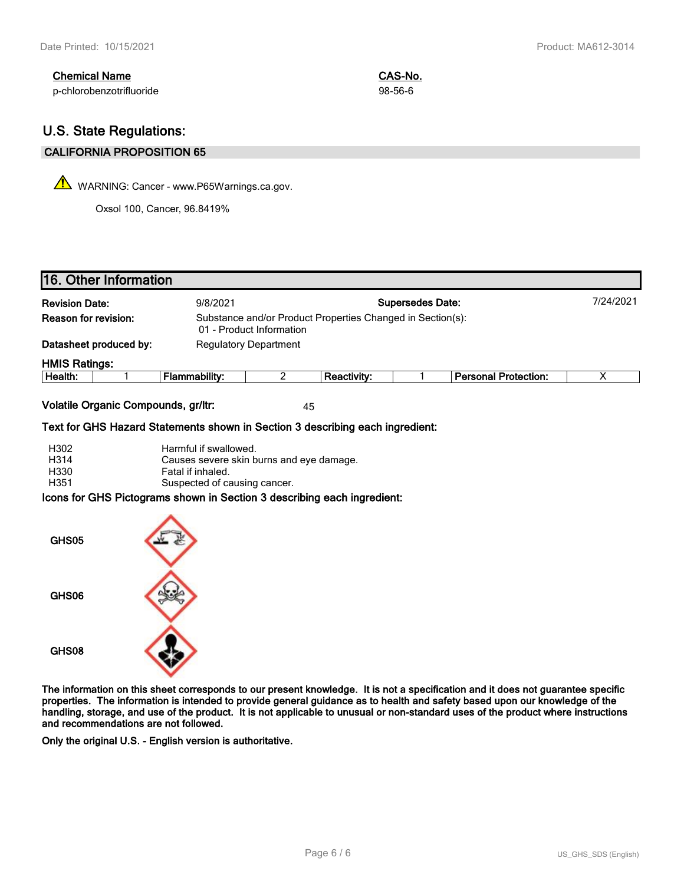| Chemical Name | CAS-No. |
|---|---|
| p-chlorobenzotrifluoride | 98-56-6 |

## U.S. State Regulations:

### CALIFORNIA PROPOSITION 65

WARNING: Cancer - www.P65Warnings.ca.gov.

Oxsol 100, Cancer, 96.8419%

## 16. Other Information

**Revision Date:** 9/8/2021 **Supersedes Date:** 7/24/2021

**Reason for revision:** Substance and/or Product Properties Changed in Section(s):
01 - Product Information

**Datasheet produced by:** Regulatory Department

**HMIS Ratings:**

| Health: | 1 | Flammability: | 2 | Reactivity: | 1 | Personal Protection: | X |
|---|---|---|---|---|---|---|---|

**Volatile Organic Compounds, gr/ltr:** 45

**Text for GHS Hazard Statements shown in Section 3 describing each ingredient:**

| | |
|---|---|
| H302 | Harmful if swallowed. |
| H314 | Causes severe skin burns and eye damage. |
| H330 | Fatal if inhaled. |
| H351 | Suspected of causing cancer. |

**Icons for GHS Pictograms shown in Section 3 describing each ingredient:**

GHS05

GHS06

GHS08

**The information on this sheet corresponds to our present knowledge. It is not a specification and it does not guarantee specific properties. The information is intended to provide general guidance as to health and safety based upon our knowledge of the handling, storage, and use of the product. It is not applicable to unusual or non-standard uses of the product where instructions and recommendations are not followed.**

**Only the original U.S. - English version is authoritative.**